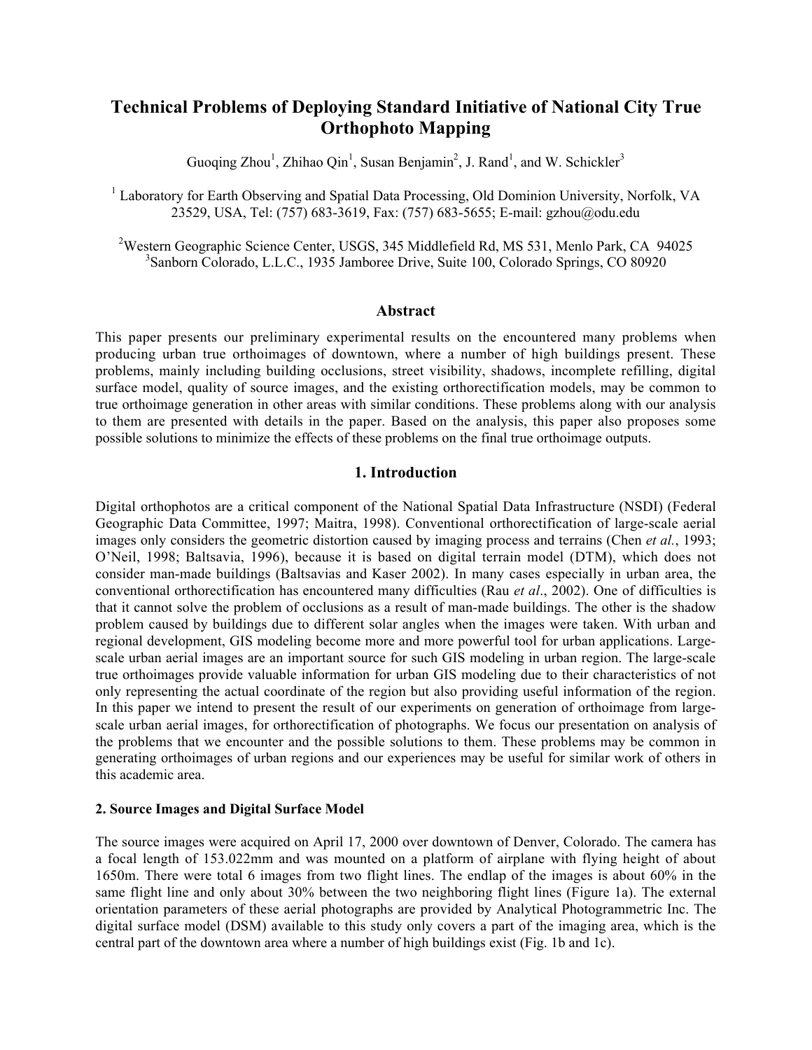# Technical Problems of Deploying Standard Initiative of National City True Orthophoto Mapping

Guoqing Zhou[1], Zhihao Qin[1], Susan Benjamin[2], J. Rand[1], and W. Schickler[3]

[1] Laboratory for Earth Observing and Spatial Data Processing, Old Dominion University, Norfolk, VA 23529, USA, Tel: (757) 683-3619, Fax: (757) 683-5655; E-mail: gzhou@odu.edu

[2]Western Geographic Science Center, USGS, 345 Middlefield Rd, MS 531, Menlo Park, CA 94025
[3]Sanborn Colorado, L.L.C., 1935 Jamboree Drive, Suite 100, Colorado Springs, CO 80920

## Abstract

This paper presents our preliminary experimental results on the encountered many problems when producing urban true orthoimages of downtown, where a number of high buildings present. These problems, mainly including building occlusions, street visibility, shadows, incomplete refilling, digital surface model, quality of source images, and the existing orthorectification models, may be common to true orthoimage generation in other areas with similar conditions. These problems along with our analysis to them are presented with details in the paper. Based on the analysis, this paper also proposes some possible solutions to minimize the effects of these problems on the final true orthoimage outputs.

## 1. Introduction

Digital orthophotos are a critical component of the National Spatial Data Infrastructure (NSDI) (Federal Geographic Data Committee, 1997; Maitra, 1998). Conventional orthorectification of large-scale aerial images only considers the geometric distortion caused by imaging process and terrains (Chen *et al.*, 1993; O'Neil, 1998; Baltsavia, 1996), because it is based on digital terrain model (DTM), which does not consider man-made buildings (Baltsavias and Kaser 2002). In many cases especially in urban area, the conventional orthorectification has encountered many difficulties (Rau *et al*., 2002). One of difficulties is that it cannot solve the problem of occlusions as a result of man-made buildings. The other is the shadow problem caused by buildings due to different solar angles when the images were taken. With urban and regional development, GIS modeling become more and more powerful tool for urban applications. Large-scale urban aerial images are an important source for such GIS modeling in urban region. The large-scale true orthoimages provide valuable information for urban GIS modeling due to their characteristics of not only representing the actual coordinate of the region but also providing useful information of the region. In this paper we intend to present the result of our experiments on generation of orthoimage from large-scale urban aerial images, for orthorectification of photographs. We focus our presentation on analysis of the problems that we encounter and the possible solutions to them. These problems may be common in generating orthoimages of urban regions and our experiences may be useful for similar work of others in this academic area.

### 2. Source Images and Digital Surface Model

The source images were acquired on April 17, 2000 over downtown of Denver, Colorado. The camera has a focal length of 153.022mm and was mounted on a platform of airplane with flying height of about 1650m. There were total 6 images from two flight lines. The endlap of the images is about 60% in the same flight line and only about 30% between the two neighboring flight lines (Figure 1a). The external orientation parameters of these aerial photographs are provided by Analytical Photogrammetric Inc. The digital surface model (DSM) available to this study only covers a part of the imaging area, which is the central part of the downtown area where a number of high buildings exist (Fig. 1b and 1c).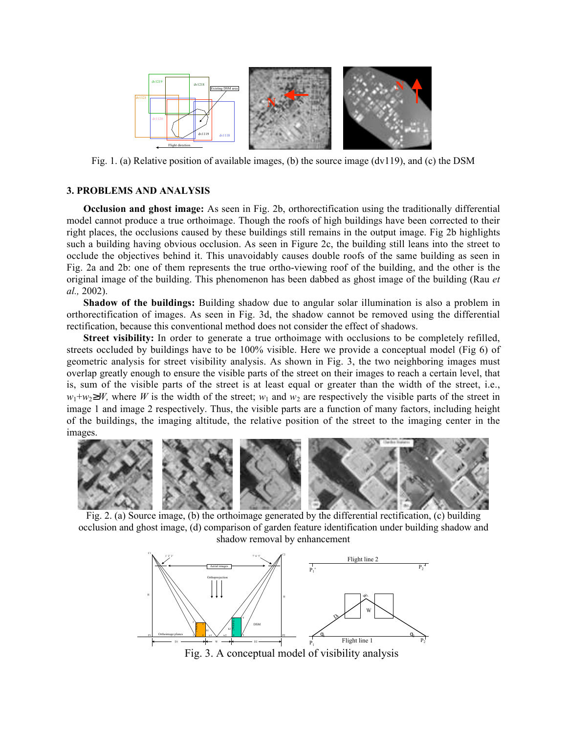Fig. 1. (a) Relative position of available images, (b) the source image (dv119), and (c) the DSM

## 3. PROBLEMS AND ANALYSIS

**Occlusion and ghost image:** As seen in Fig. 2b, orthorectification using the traditionally differential model cannot produce a true orthoimage. Though the roofs of high buildings have been corrected to their right places, the occlusions caused by these buildings still remains in the output image. Fig 2b highlights such a building having obvious occlusion. As seen in Figure 2c, the building still leans into the street to occlude the objectives behind it. This unavoidably causes double roofs of the same building as seen in Fig. 2a and 2b: one of them represents the true ortho-viewing roof of the building, and the other is the original image of the building. This phenomenon has been dabbed as ghost image of the building (Rau *et al.,* 2002).

**Shadow of the buildings:** Building shadow due to angular solar illumination is also a problem in orthorectification of images. As seen in Fig. 3d, the shadow cannot be removed using the differential rectification, because this conventional method does not consider the effect of shadows.

**Street visibility:** In order to generate a true orthoimage with occlusions to be completely refilled, streets occluded by buildings have to be 100% visible. Here we provide a conceptual model (Fig 6) of geometric analysis for street visibility analysis. As shown in Fig. 3, the two neighboring images must overlap greatly enough to ensure the visible parts of the street on their images to reach a certain level, that is, sum of the visible parts of the street is at least equal or greater than the width of the street, i.e., $w_1+w_2 \geq W$, where $W$ is the width of the street; $w_1$ and $w_2$ are respectively the visible parts of the street in image 1 and image 2 respectively. Thus, the visible parts are a function of many factors, including height of the buildings, the imaging altitude, the relative position of the street to the imaging center in the images.

Fig. 2. (a) Source image, (b) the orthoimage generated by the differential rectification, (c) building occlusion and ghost image, (d) comparison of garden feature identification under building shadow and shadow removal by enhancement

Fig. 3. A conceptual model of visibility analysis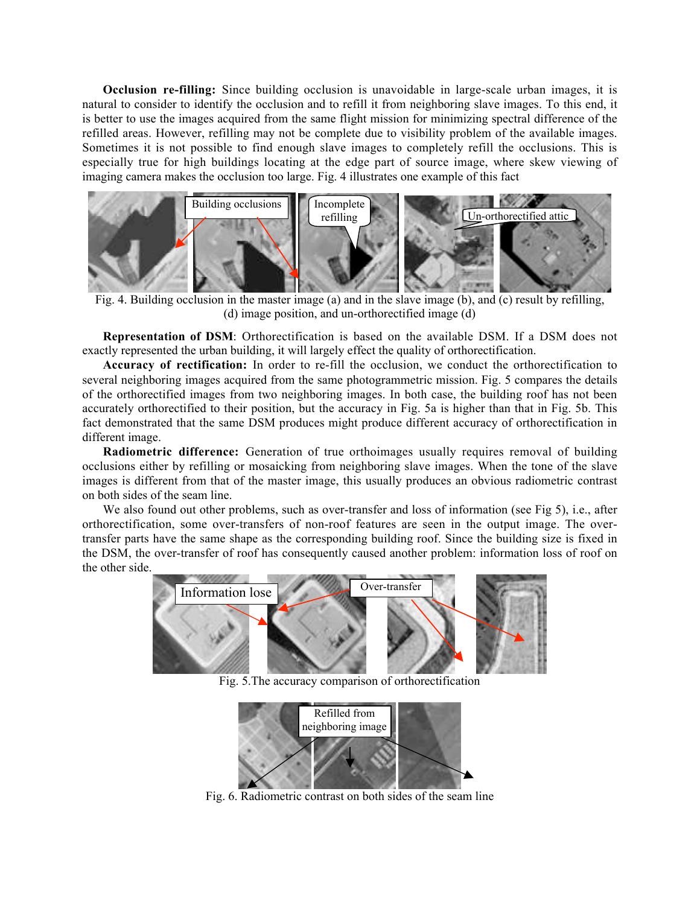**Occlusion re-filling:** Since building occlusion is unavoidable in large-scale urban images, it is natural to consider to identify the occlusion and to refill it from neighboring slave images. To this end, it is better to use the images acquired from the same flight mission for minimizing spectral difference of the refilled areas. However, refilling may not be complete due to visibility problem of the available images. Sometimes it is not possible to find enough slave images to completely refill the occlusions. This is especially true for high buildings locating at the edge part of source image, where skew viewing of imaging camera makes the occlusion too large. Fig. 4 illustrates one example of this fact

Fig. 4. Building occlusion in the master image (a) and in the slave image (b), and (c) result by refilling, (d) image position, and un-orthorectified image (d)

**Representation of DSM**: Orthorectification is based on the available DSM. If a DSM does not exactly represented the urban building, it will largely effect the quality of orthorectification.

**Accuracy of rectification:** In order to re-fill the occlusion, we conduct the orthorectification to several neighboring images acquired from the same photogrammetric mission. Fig. 5 compares the details of the orthorectified images from two neighboring images. In both case, the building roof has not been accurately orthorectified to their position, but the accuracy in Fig. 5a is higher than that in Fig. 5b. This fact demonstrated that the same DSM produces might produce different accuracy of orthorectification in different image.

**Radiometric difference:** Generation of true orthoimages usually requires removal of building occlusions either by refilling or mosaicking from neighboring slave images. When the tone of the slave images is different from that of the master image, this usually produces an obvious radiometric contrast on both sides of the seam line.

We also found out other problems, such as over-transfer and loss of information (see Fig 5), i.e., after orthorectification, some over-transfers of non-roof features are seen in the output image. The over-transfer parts have the same shape as the corresponding building roof. Since the building size is fixed in the DSM, the over-transfer of roof has consequently caused another problem: information loss of roof on the other side.

Fig. 5.The accuracy comparison of orthorectification

Fig. 6. Radiometric contrast on both sides of the seam line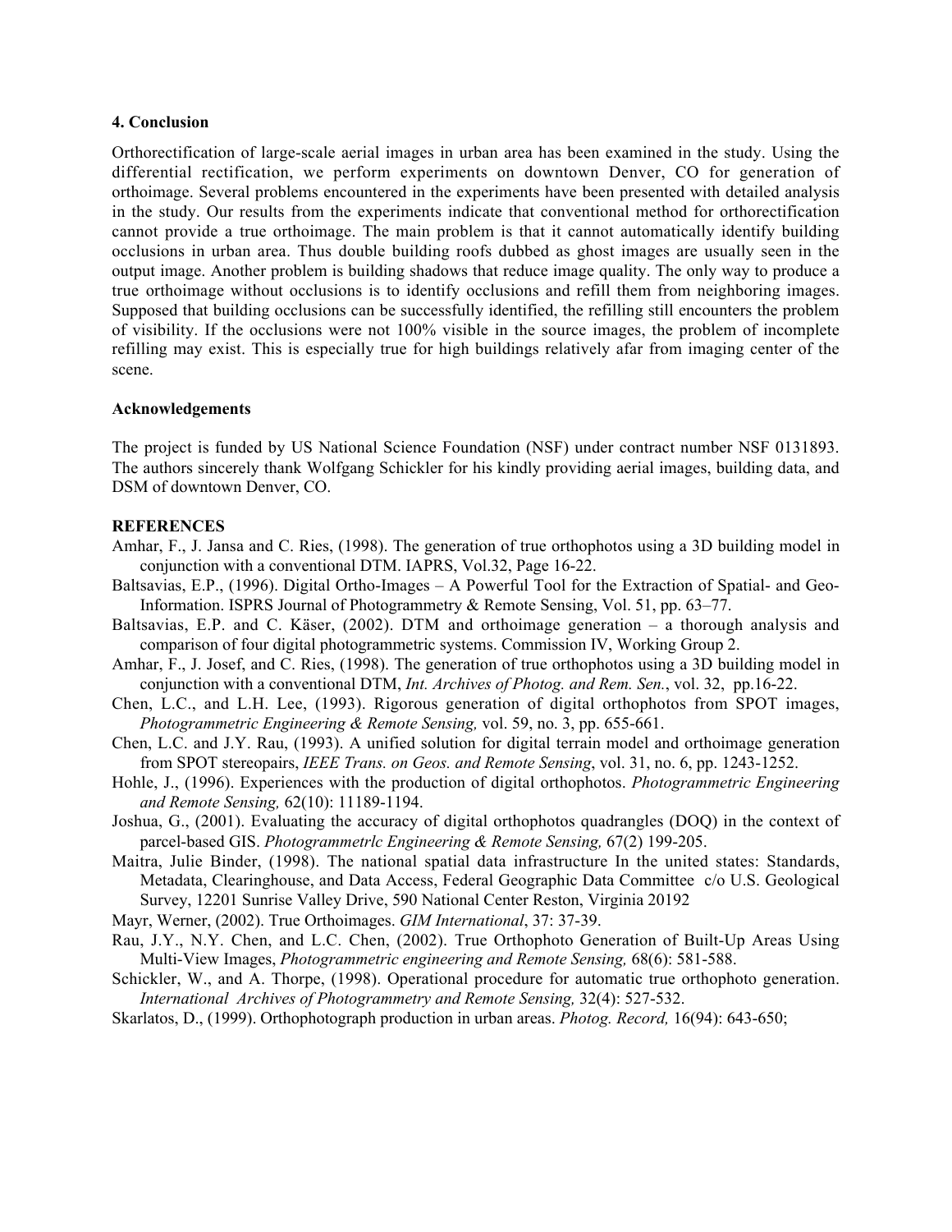## 4. Conclusion

Orthorectification of large-scale aerial images in urban area has been examined in the study. Using the differential rectification, we perform experiments on downtown Denver, CO for generation of orthoimage. Several problems encountered in the experiments have been presented with detailed analysis in the study. Our results from the experiments indicate that conventional method for orthorectification cannot provide a true orthoimage. The main problem is that it cannot automatically identify building occlusions in urban area. Thus double building roofs dubbed as ghost images are usually seen in the output image. Another problem is building shadows that reduce image quality. The only way to produce a true orthoimage without occlusions is to identify occlusions and refill them from neighboring images. Supposed that building occlusions can be successfully identified, the refilling still encounters the problem of visibility. If the occlusions were not 100% visible in the source images, the problem of incomplete refilling may exist. This is especially true for high buildings relatively afar from imaging center of the scene.

### Acknowledgements

The project is funded by US National Science Foundation (NSF) under contract number NSF 0131893. The authors sincerely thank Wolfgang Schickler for his kindly providing aerial images, building data, and DSM of downtown Denver, CO.

### REFERENCES

Amhar, F., J. Jansa and C. Ries, (1998). The generation of true orthophotos using a 3D building model in conjunction with a conventional DTM. IAPRS, Vol.32, Page 16-22.

Baltsavias, E.P., (1996). Digital Ortho-Images – A Powerful Tool for the Extraction of Spatial- and Geo-Information. ISPRS Journal of Photogrammetry & Remote Sensing, Vol. 51, pp. 63–77.

Baltsavias, E.P. and C. Käser, (2002). DTM and orthoimage generation – a thorough analysis and comparison of four digital photogrammetric systems. Commission IV, Working Group 2.

Amhar, F., J. Josef, and C. Ries, (1998). The generation of true orthophotos using a 3D building model in conjunction with a conventional DTM, *Int. Archives of Photog. and Rem. Sen.*, vol. 32, pp.16-22.

Chen, L.C., and L.H. Lee, (1993). Rigorous generation of digital orthophotos from SPOT images, *Photogrammetric Engineering & Remote Sensing,* vol. 59, no. 3, pp. 655-661.

Chen, L.C. and J.Y. Rau, (1993). A unified solution for digital terrain model and orthoimage generation from SPOT stereopairs, *IEEE Trans. on Geos. and Remote Sensing*, vol. 31, no. 6, pp. 1243-1252.

Hohle, J., (1996). Experiences with the production of digital orthophotos. *Photogrammetric Engineering and Remote Sensing,* 62(10): 11189-1194.

Joshua, G., (2001). Evaluating the accuracy of digital orthophotos quadrangles (DOQ) in the context of parcel-based GIS. *Photogrammetrlc Engineering & Remote Sensing,* 67(2) 199-205.

Maitra, Julie Binder, (1998). The national spatial data infrastructure In the united states: Standards, Metadata, Clearinghouse, and Data Access, Federal Geographic Data Committee c/o U.S. Geological Survey, 12201 Sunrise Valley Drive, 590 National Center Reston, Virginia 20192

Mayr, Werner, (2002). True Orthoimages. *GIM International*, 37: 37-39.

Rau, J.Y., N.Y. Chen, and L.C. Chen, (2002). True Orthophoto Generation of Built-Up Areas Using Multi-View Images, *Photogrammetric engineering and Remote Sensing,* 68(6): 581-588.

Schickler, W., and A. Thorpe, (1998). Operational procedure for automatic true orthophoto generation. *International Archives of Photogrammetry and Remote Sensing,* 32(4): 527-532.

Skarlatos, D., (1999). Orthophotograph production in urban areas. *Photog. Record,* 16(94): 643-650;